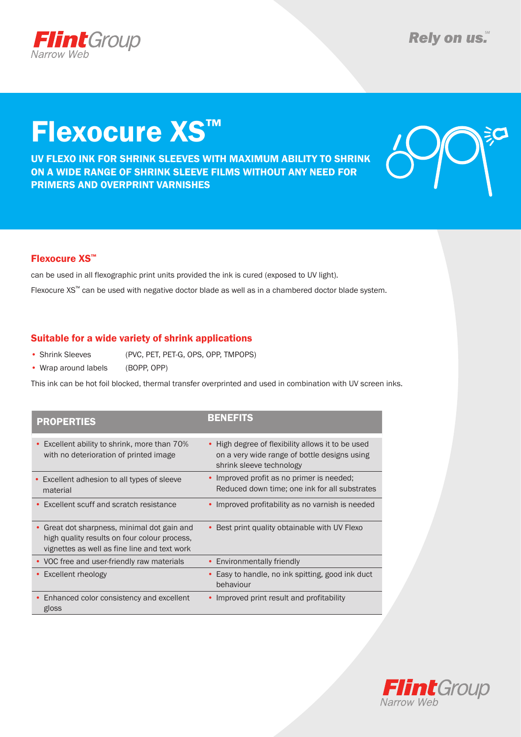Flint Group
Narrow Web

Rely on us.℠

# Flexocure XS™

**UV FLEXO INK FOR SHRINK SLEEVES WITH MAXIMUM ABILITY TO SHRINK ON A WIDE RANGE OF SHRINK SLEEVE FILMS WITHOUT ANY NEED FOR PRIMERS AND OVERPRINT VARNISHES**

## Flexocure XS™

can be used in all flexographic print units provided the ink is cured (exposed to UV light).

Flexocure XS™ can be used with negative doctor blade as well as in a chambered doctor blade system.

## Suitable for a wide variety of shrink applications

- Shrink Sleeves (PVC, PET, PET-G, OPS, OPP, TMPOPS)
- Wrap around labels (BOPP, OPP)

This ink can be hot foil blocked, thermal transfer overprinted and used in combination with UV screen inks.

| PROPERTIES | BENEFITS |
|---|---|
| • Excellent ability to shrink, more than 70% with no deterioration of printed image | • High degree of flexibility allows it to be used on a very wide range of bottle designs using shrink sleeve technology |
| • Excellent adhesion to all types of sleeve material | • Improved profit as no primer is needed; Reduced down time; one ink for all substrates |
| • Excellent scuff and scratch resistance | • Improved profitability as no varnish is needed |
| • Great dot sharpness, minimal dot gain and high quality results on four colour process, vignettes as well as fine line and text work | • Best print quality obtainable with UV Flexo |
| • VOC free and user-friendly raw materials | • Environmentally friendly |
| • Excellent rheology | • Easy to handle, no ink spitting, good ink duct behaviour |
| • Enhanced color consistency and excellent gloss | • Improved print result and profitability |

Flint Group
Narrow Web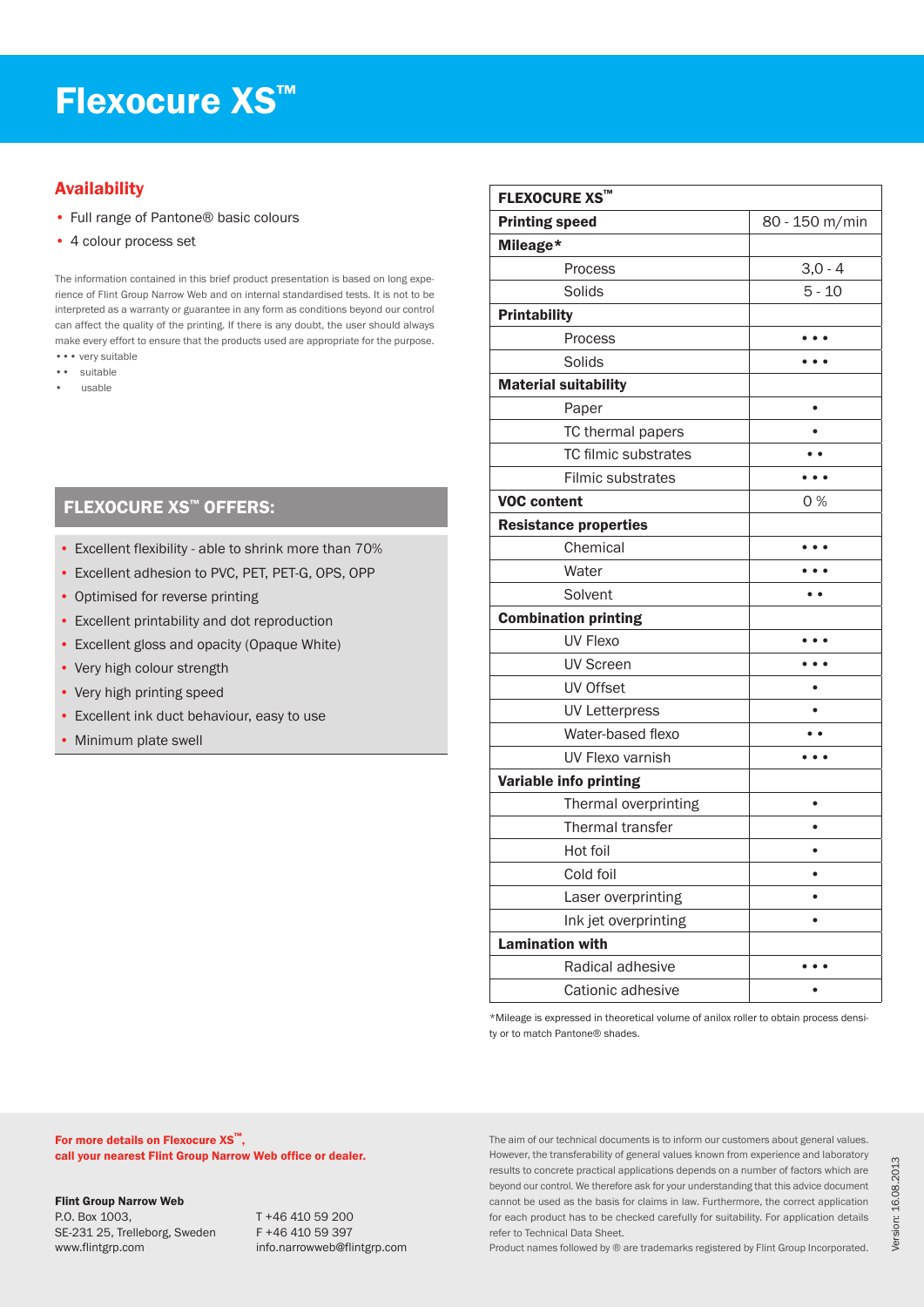# Flexocure XS™

## Availability

- Full range of Pantone® basic colours
- 4 colour process set

The information contained in this brief product presentation is based on long experience of Flint Group Narrow Web and on internal standardised tests. It is not to be interpreted as a warranty or guarantee in any form as conditions beyond our control can affect the quality of the printing. If there is any doubt, the user should always make every effort to ensure that the products used are appropriate for the purpose.

• • • very suitable
• • suitable
• usable

## FLEXOCURE XS™ OFFERS:

- Excellent flexibility - able to shrink more than 70%
- Excellent adhesion to PVC, PET, PET-G, OPS, OPP
- Optimised for reverse printing
- Excellent printability and dot reproduction
- Excellent gloss and opacity (Opaque White)
- Very high colour strength
- Very high printing speed
- Excellent ink duct behaviour, easy to use
- Minimum plate swell

| FLEXOCURE XS™ | |
|---|---|
| **Printing speed** | 80 - 150 m/min |
| **Mileage*** | |
| Process | 3,0 - 4 |
| Solids | 5 - 10 |
| **Printability** | |
| Process | • • • |
| Solids | • • • |
| **Material suitability** | |
| Paper | • |
| TC thermal papers | • |
| TC filmic substrates | • • |
| Filmic substrates | • • • |
| **VOC content** | 0 % |
| **Resistance properties** | |
| Chemical | • • • |
| Water | • • • |
| Solvent | • • |
| **Combination printing** | |
| UV Flexo | • • • |
| UV Screen | • • • |
| UV Offset | • |
| UV Letterpress | • |
| Water-based flexo | • • |
| UV Flexo varnish | • • • |
| **Variable info printing** | |
| Thermal overprinting | • |
| Thermal transfer | • |
| Hot foil | • |
| Cold foil | • |
| Laser overprinting | • |
| Ink jet overprinting | • |
| **Lamination with** | |
| Radical adhesive | • • • |
| Cationic adhesive | • |

*Mileage is expressed in theoretical volume of anilox roller to obtain process density or to match Pantone® shades.

**For more details on Flexocure XS™, call your nearest Flint Group Narrow Web office or dealer.**

**Flint Group Narrow Web**
P.O. Box 1003,
SE-231 25, Trelleborg, Sweden
www.flintgrp.com

T +46 410 59 200
F +46 410 59 397
info.narrowweb@flintgrp.com

The aim of our technical documents is to inform our customers about general values. However, the transferability of general values known from experience and laboratory results to concrete practical applications depends on a number of factors which are beyond our control. We therefore ask for your understanding that this advice document cannot be used as the basis for claims in law. Furthermore, the correct application for each product has to be checked carefully for suitability. For application details refer to Technical Data Sheet.
Product names followed by ® are trademarks registered by Flint Group Incorporated.

Version: 16.08.2013